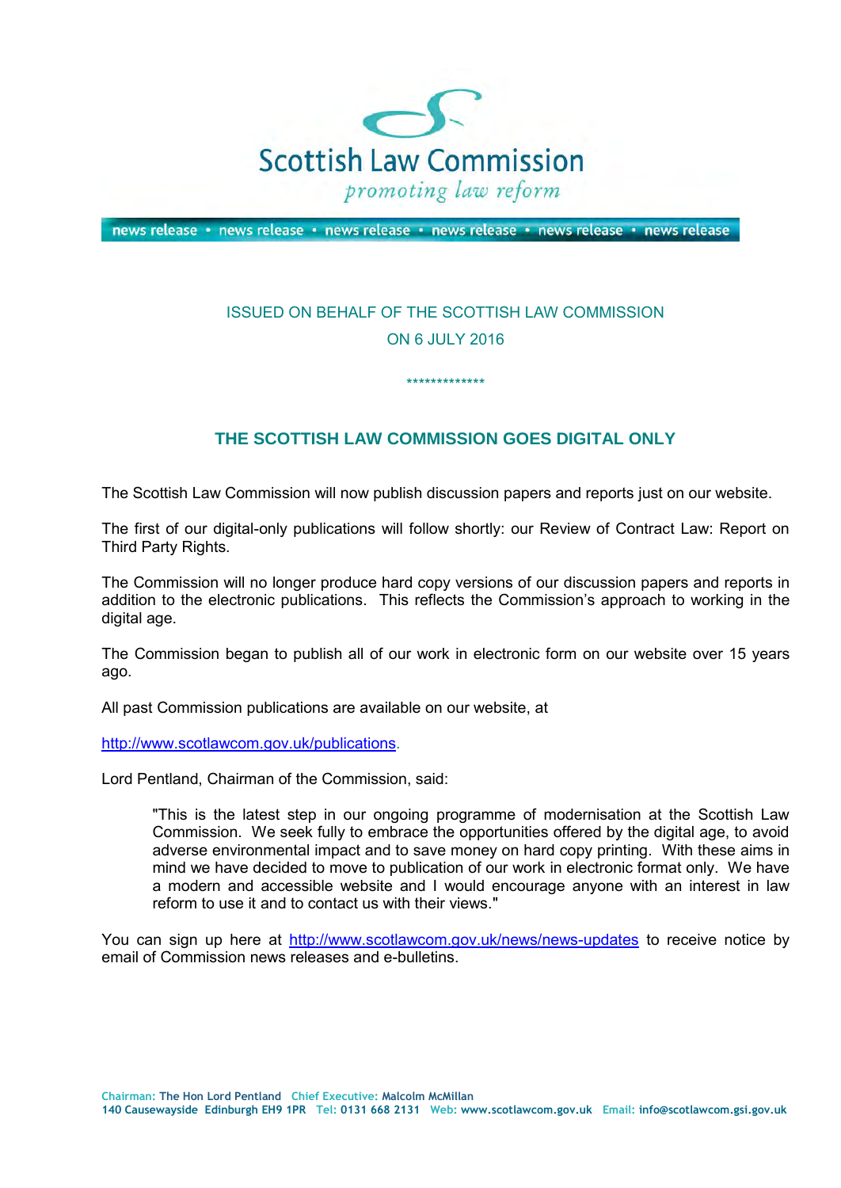Scottish Law Commission

*promoting law reform*

news release • news release • news release • news release • news release • news release

ISSUED ON BEHALF OF THE SCOTTISH LAW COMMISSION

ON 6 JULY 2016

*************

## THE SCOTTISH LAW COMMISSION GOES DIGITAL ONLY

The Scottish Law Commission will now publish discussion papers and reports just on our website.

The first of our digital-only publications will follow shortly: our Review of Contract Law: Report on Third Party Rights.

The Commission will no longer produce hard copy versions of our discussion papers and reports in addition to the electronic publications. This reflects the Commission's approach to working in the digital age.

The Commission began to publish all of our work in electronic form on our website over 15 years ago.

All past Commission publications are available on our website, at

http://www.scotlawcom.gov.uk/publications.

Lord Pentland, Chairman of the Commission, said:

> "This is the latest step in our ongoing programme of modernisation at the Scottish Law Commission. We seek fully to embrace the opportunities offered by the digital age, to avoid adverse environmental impact and to save money on hard copy printing. With these aims in mind we have decided to move to publication of our work in electronic format only. We have a modern and accessible website and I would encourage anyone with an interest in law reform to use it and to contact us with their views."

You can sign up here at http://www.scotlawcom.gov.uk/news/news-updates to receive notice by email of Commission news releases and e-bulletins.

**Chairman:** The Hon Lord Pentland **Chief Executive:** Malcolm McMillan
140 Causewayside Edinburgh EH9 1PR **Tel:** 0131 668 2131 **Web:** www.scotlawcom.gov.uk **Email:** info@scotlawcom.gsi.gov.uk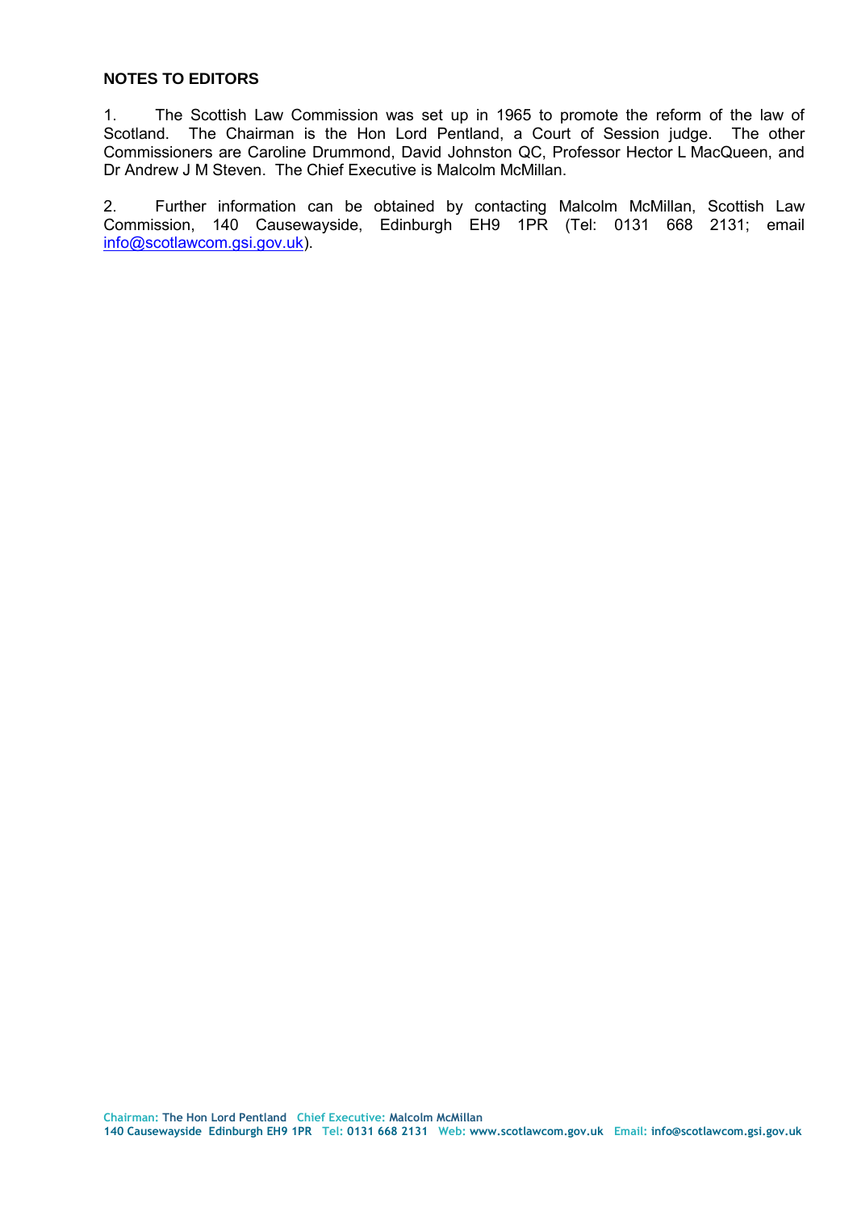## NOTES TO EDITORS

1. The Scottish Law Commission was set up in 1965 to promote the reform of the law of Scotland. The Chairman is the Hon Lord Pentland, a Court of Session judge. The other Commissioners are Caroline Drummond, David Johnston QC, Professor Hector L MacQueen, and Dr Andrew J M Steven. The Chief Executive is Malcolm McMillan.

2. Further information can be obtained by contacting Malcolm McMillan, Scottish Law Commission, 140 Causewayside, Edinburgh EH9 1PR (Tel: 0131 668 2131; email info@scotlawcom.gsi.gov.uk).